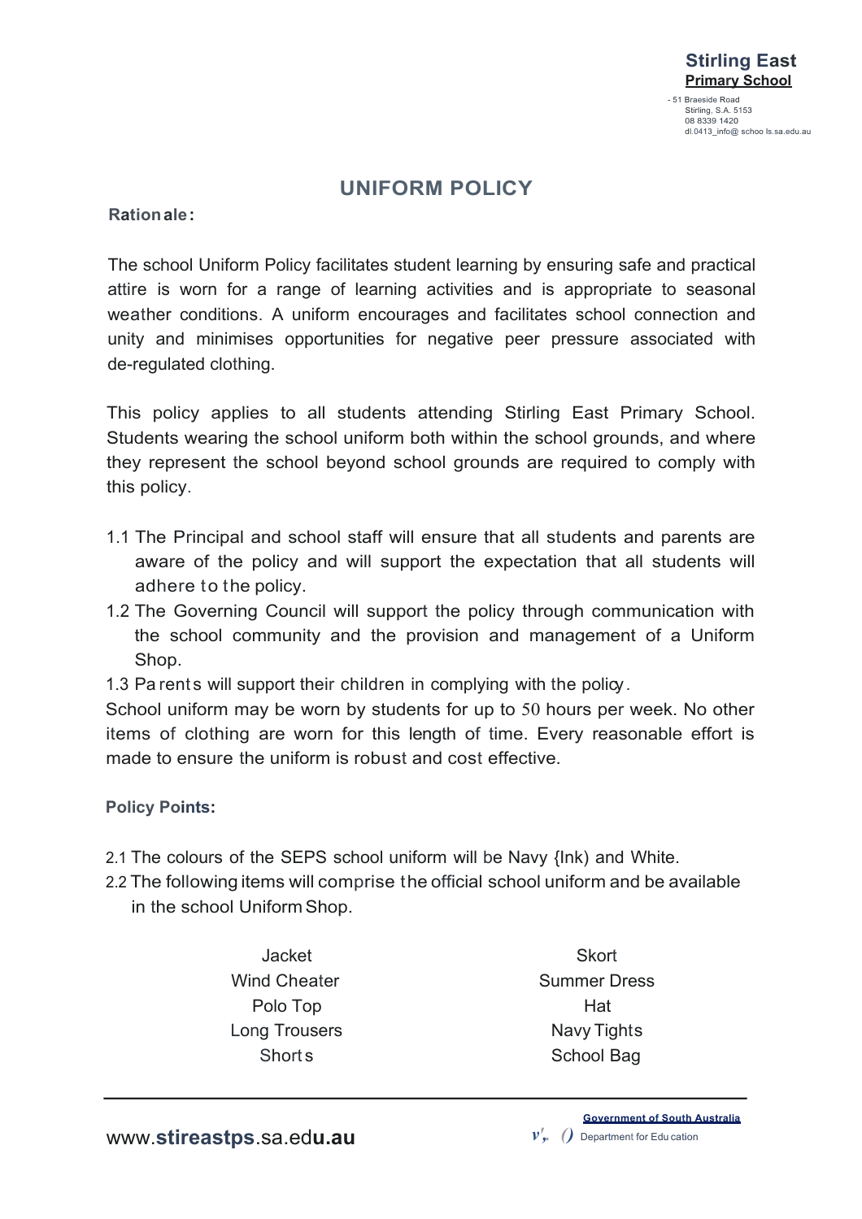**Stirling East**
**Primary School**

51 Braeside Road
Stirling, S.A. 5153
08 8339 1420
dl.0413_info@schools.sa.edu.au

# UNIFORM POLICY

**Rationale:**

The school Uniform Policy facilitates student learning by ensuring safe and practical attire is worn for a range of learning activities and is appropriate to seasonal weather conditions. A uniform encourages and facilitates school connection and unity and minimises opportunities for negative peer pressure associated with de-regulated clothing.

This policy applies to all students attending Stirling East Primary School. Students wearing the school uniform both within the school grounds, and where they represent the school beyond school grounds are required to comply with this policy.

1.1 The Principal and school staff will ensure that all students and parents are aware of the policy and will support the expectation that all students will adhere to the policy.
1.2 The Governing Council will support the policy through communication with the school community and the provision and management of a Uniform Shop.
1.3 Parents will support their children in complying with the policy.

School uniform may be worn by students for up to 50 hours per week. No other items of clothing are worn for this length of time. Every reasonable effort is made to ensure the uniform is robust and cost effective.

**Policy Points:**

2.1 The colours of the SEPS school uniform will be Navy {Ink) and White.
2.2 The following items will comprise the official school uniform and be available in the school Uniform Shop.

| | |
|---|---|
| Jacket | Skort |
| Wind Cheater | Summer Dress |
| Polo Top | Hat |
| Long Trousers | Navy Tights |
| Shorts | School Bag |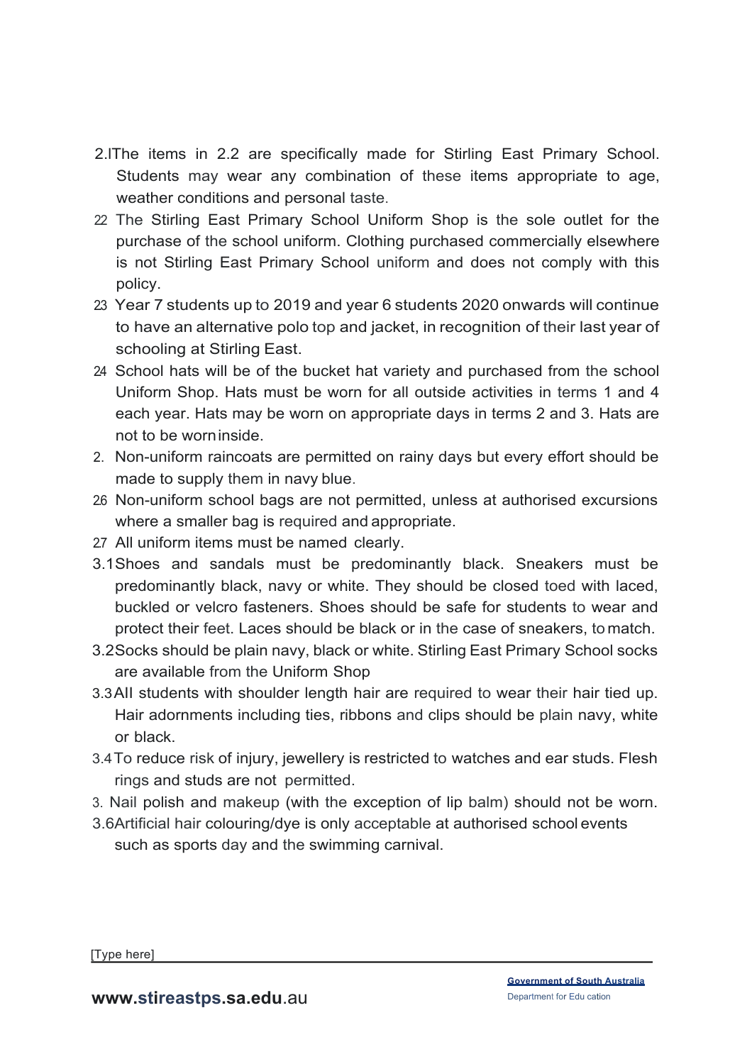2.1 The items in 2.2 are specifically made for Stirling East Primary School. Students may wear any combination of these items appropriate to age, weather conditions and personal taste.

2.2 The Stirling East Primary School Uniform Shop is the sole outlet for the purchase of the school uniform. Clothing purchased commercially elsewhere is not Stirling East Primary School uniform and does not comply with this policy.

2.3 Year 7 students up to 2019 and year 6 students 2020 onwards will continue to have an alternative polo top and jacket, in recognition of their last year of schooling at Stirling East.

2.4 School hats will be of the bucket hat variety and purchased from the school Uniform Shop. Hats must be worn for all outside activities in terms 1 and 4 each year. Hats may be worn on appropriate days in terms 2 and 3. Hats are not to be worn inside.

2.5 Non-uniform raincoats are permitted on rainy days but every effort should be made to supply them in navy blue.

2.6 Non-uniform school bags are not permitted, unless at authorised excursions where a smaller bag is required and appropriate.

2.7 All uniform items must be named clearly.

3.1 Shoes and sandals must be predominantly black. Sneakers must be predominantly black, navy or white. They should be closed toed with laced, buckled or velcro fasteners. Shoes should be safe for students to wear and protect their feet. Laces should be black or in the case of sneakers, to match.

3.2 Socks should be plain navy, black or white. Stirling East Primary School socks are available from the Uniform Shop

3.3 All students with shoulder length hair are required to wear their hair tied up. Hair adornments including ties, ribbons and clips should be plain navy, white or black.

3.4 To reduce risk of injury, jewellery is restricted to watches and ear studs. Flesh rings and studs are not permitted.

3.5 Nail polish and makeup (with the exception of lip balm) should not be worn.

3.6 Artificial hair colouring/dye is only acceptable at authorised school events such as sports day and the swimming carnival.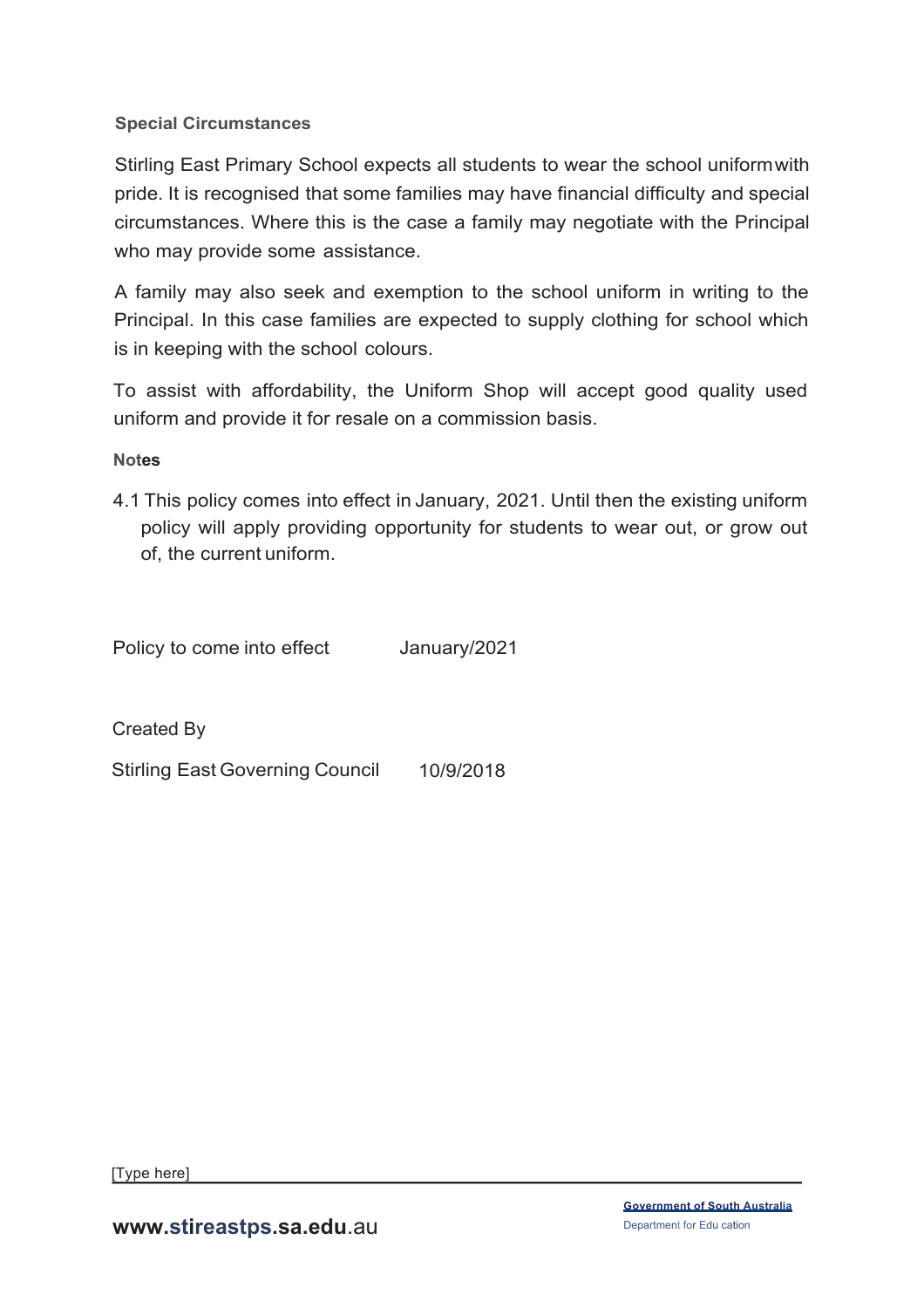**Special Circumstances**

Stirling East Primary School expects all students to wear the school uniform with pride. It is recognised that some families may have financial difficulty and special circumstances. Where this is the case a family may negotiate with the Principal who may provide some assistance.

A family may also seek and exemption to the school uniform in writing to the Principal. In this case families are expected to supply clothing for school which is in keeping with the school colours.

To assist with affordability, the Uniform Shop will accept good quality used uniform and provide it for resale on a commission basis.

**Notes**

4.1 This policy comes into effect in January, 2021. Until then the existing uniform policy will apply providing opportunity for students to wear out, or grow out of, the current uniform.

Policy to come into effect January/2021

Created By

Stirling East Governing Council 10/9/2018